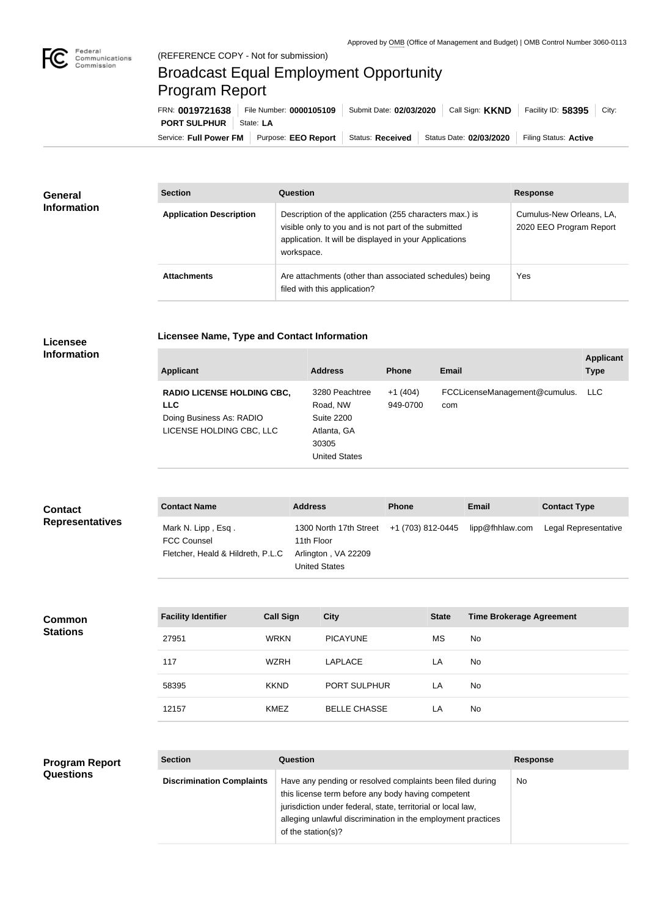Approved by OMB (Office of Management and Budget) | OMB Control Number 3060-0113

(REFERENCE COPY - Not for submission)

# Broadcast Equal Employment Opportunity Program Report

FRN: **0019721638** | File Number: **0000105109** | Submit Date: **02/03/2020** | Call Sign: **KKND** | Facility ID: **58395** | City: **PORT SULPHUR** | State: **LA**

Service: **Full Power FM** | Purpose: **EEO Report** | Status: **Received** | Status Date: **02/03/2020** | Filing Status: **Active**

## General Information

| Section | Question | Response |
|---|---|---|
| **Application Description** | Description of the application (255 characters max.) is visible only to you and is not part of the submitted application. It will be displayed in your Applications workspace. | Cumulus-New Orleans, LA, 2020 EEO Program Report |
| **Attachments** | Are attachments (other than associated schedules) being filed with this application? | Yes |

## Licensee Information

### Licensee Name, Type and Contact Information

| Applicant | Address | Phone | Email | Applicant Type |
|---|---|---|---|---|
| **RADIO LICENSE HOLDING CBC, LLC** Doing Business As: RADIO LICENSE HOLDING CBC, LLC | 3280 Peachtree Road, NW Suite 2200 Atlanta, GA 30305 United States | +1 (404) 949-0700 | FCCLicenseManagement@cumulus.com | LLC |

## Contact Representatives

| Contact Name | Address | Phone | Email | Contact Type |
|---|---|---|---|---|
| Mark N. Lipp , Esq . FCC Counsel Fletcher, Heald & Hildreth, P.L.C | 1300 North 17th Street 11th Floor Arlington , VA 22209 United States | +1 (703) 812-0445 | lipp@fhhlaw.com | Legal Representative |

## Common Stations

| Facility Identifier | Call Sign | City | State | Time Brokerage Agreement |
|---|---|---|---|---|
| 27951 | WRKN | PICAYUNE | MS | No |
| 117 | WZRH | LAPLACE | LA | No |
| 58395 | KKND | PORT SULPHUR | LA | No |
| 12157 | KMEZ | BELLE CHASSE | LA | No |

## Program Report Questions

| Section | Question | Response |
|---|---|---|
| **Discrimination Complaints** | Have any pending or resolved complaints been filed during this license term before any body having competent jurisdiction under federal, state, territorial or local law, alleging unlawful discrimination in the employment practices of the station(s)? | No |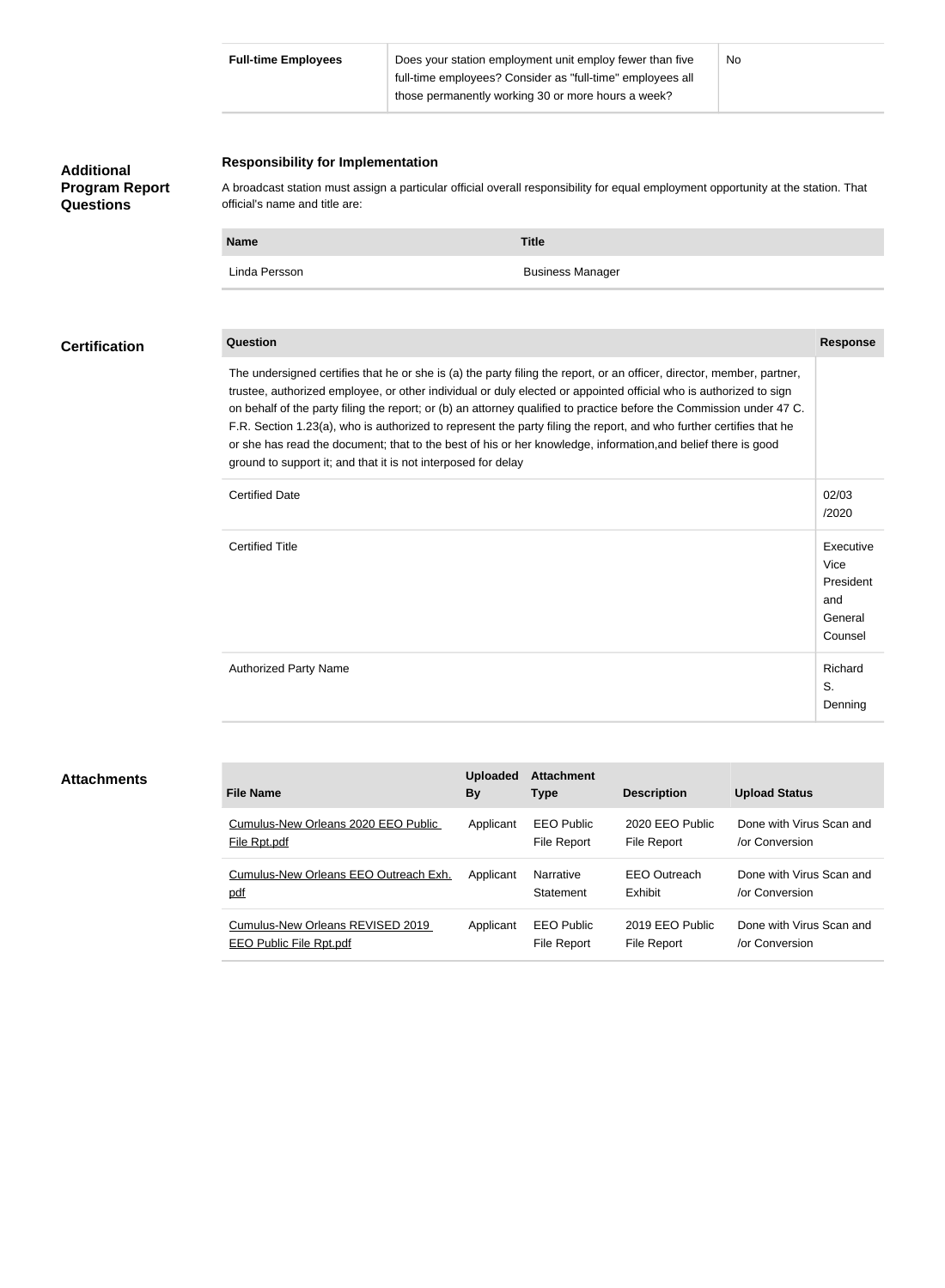| | | |
|---|---|---|
| **Full-time Employees** | Does your station employment unit employ fewer than five full-time employees? Consider as "full-time" employees all those permanently working 30 or more hours a week? | No |

## Additional Program Report Questions

### Responsibility for Implementation

A broadcast station must assign a particular official overall responsibility for equal employment opportunity at the station. That official's name and title are:

| Name | Title |
|---|---|
| Linda Persson | Business Manager |

## Certification

| Question | Response |
|---|---|
| The undersigned certifies that he or she is (a) the party filing the report, or an officer, director, member, partner, trustee, authorized employee, or other individual or duly elected or appointed official who is authorized to sign on behalf of the party filing the report; or (b) an attorney qualified to practice before the Commission under 47 C.F.R. Section 1.23(a), who is authorized to represent the party filing the report, and who further certifies that he or she has read the document; that to the best of his or her knowledge, information,and belief there is good ground to support it; and that it is not interposed for delay | |
| Certified Date | 02/03/2020 |
| Certified Title | Executive Vice President and General Counsel |
| Authorized Party Name | Richard S. Denning |

## Attachments

| File Name | Uploaded By | Attachment Type | Description | Upload Status |
|---|---|---|---|---|
| Cumulus-New Orleans 2020 EEO Public File Rpt.pdf | Applicant | EEO Public File Report | 2020 EEO Public File Report | Done with Virus Scan and /or Conversion |
| Cumulus-New Orleans EEO Outreach Exh.pdf | Applicant | Narrative Statement | EEO Outreach Exhibit | Done with Virus Scan and /or Conversion |
| Cumulus-New Orleans REVISED 2019 EEO Public File Rpt.pdf | Applicant | EEO Public File Report | 2019 EEO Public File Report | Done with Virus Scan and /or Conversion |